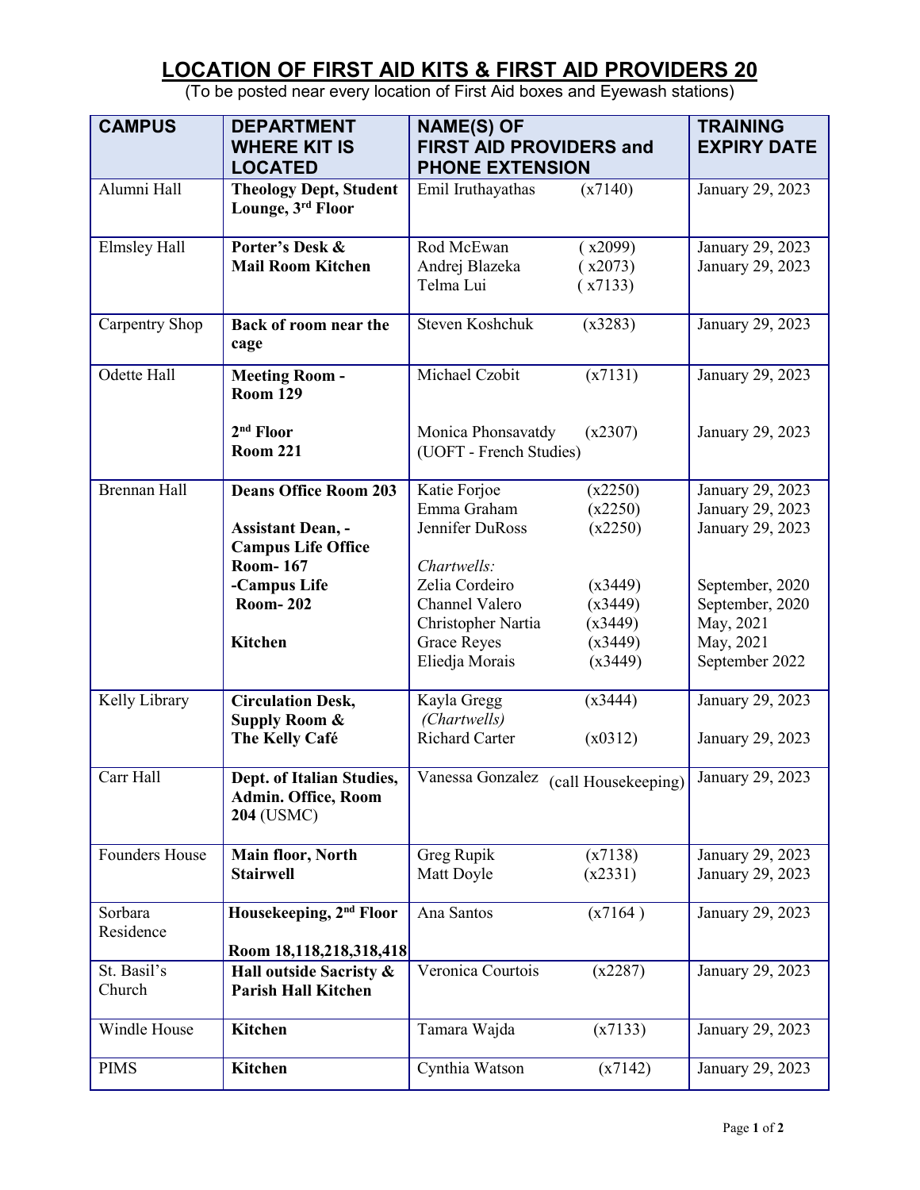# LOCATION OF FIRST AID KITS & FIRST AID PROVIDERS 20

(To be posted near every location of First Aid boxes and Eyewash stations)

| CAMPUS | DEPARTMENT WHERE KIT IS LOCATED | NAME(S) OF FIRST AID PROVIDERS and PHONE EXTENSION | TRAINING EXPIRY DATE |
|---|---|---|---|
| Alumni Hall | **Theology Dept, Student Lounge, 3rd Floor** | Emil Iruthayathas (x7140) | January 29, 2023 |
| Elmsley Hall | **Porter's Desk & Mail Room Kitchen** | Rod McEwan ( x2099)<br>Andrej Blazeka ( x2073)<br>Telma Lui ( x7133) | January 29, 2023<br>January 29, 2023 |
| Carpentry Shop | **Back of room near the cage** | Steven Koshchuk (x3283) | January 29, 2023 |
| Odette Hall | **Meeting Room - Room 129**<br><br>**2nd Floor Room 221** | Michael Czobit (x7131)<br><br>Monica Phonsavatdy (x2307) (UOFT - French Studies) | January 29, 2023<br><br>January 29, 2023 |
| Brennan Hall | **Deans Office Room 203**<br><br>**Assistant Dean, - Campus Life Office Room- 167**<br>**-Campus Life Room- 202**<br><br>**Kitchen** | Katie Forjoe (x2250)<br>Emma Graham (x2250)<br>Jennifer DuRoss (x2250)<br><br>*Chartwells:*<br>Zelia Cordeiro (x3449)<br>Channel Valero (x3449)<br>Christopher Nartia (x3449)<br>Grace Reyes (x3449)<br>Eliedja Morais (x3449) | January 29, 2023<br>January 29, 2023<br>January 29, 2023<br><br><br>September, 2020<br>September, 2020<br>May, 2021<br>May, 2021<br>September 2022 |
| Kelly Library | **Circulation Desk, Supply Room & The Kelly Café** | Kayla Gregg (x3444)<br>*(Chartwells)*<br>Richard Carter (x0312) | January 29, 2023<br><br>January 29, 2023 |
| Carr Hall | **Dept. of Italian Studies, Admin. Office, Room 204** (USMC) | Vanessa Gonzalez (call Housekeeping) | January 29, 2023 |
| Founders House | **Main floor, North Stairwell** | Greg Rupik (x7138)<br>Matt Doyle (x2331) | January 29, 2023<br>January 29, 2023 |
| Sorbara Residence | **Housekeeping, 2nd Floor**<br><br>**Room 18,118,218,318,418** | Ana Santos (x7164 ) | January 29, 2023 |
| St. Basil's Church | **Hall outside Sacristy & Parish Hall Kitchen** | Veronica Courtois (x2287) | January 29, 2023 |
| Windle House | **Kitchen** | Tamara Wajda (x7133) | January 29, 2023 |
| PIMS | **Kitchen** | Cynthia Watson (x7142) | January 29, 2023 |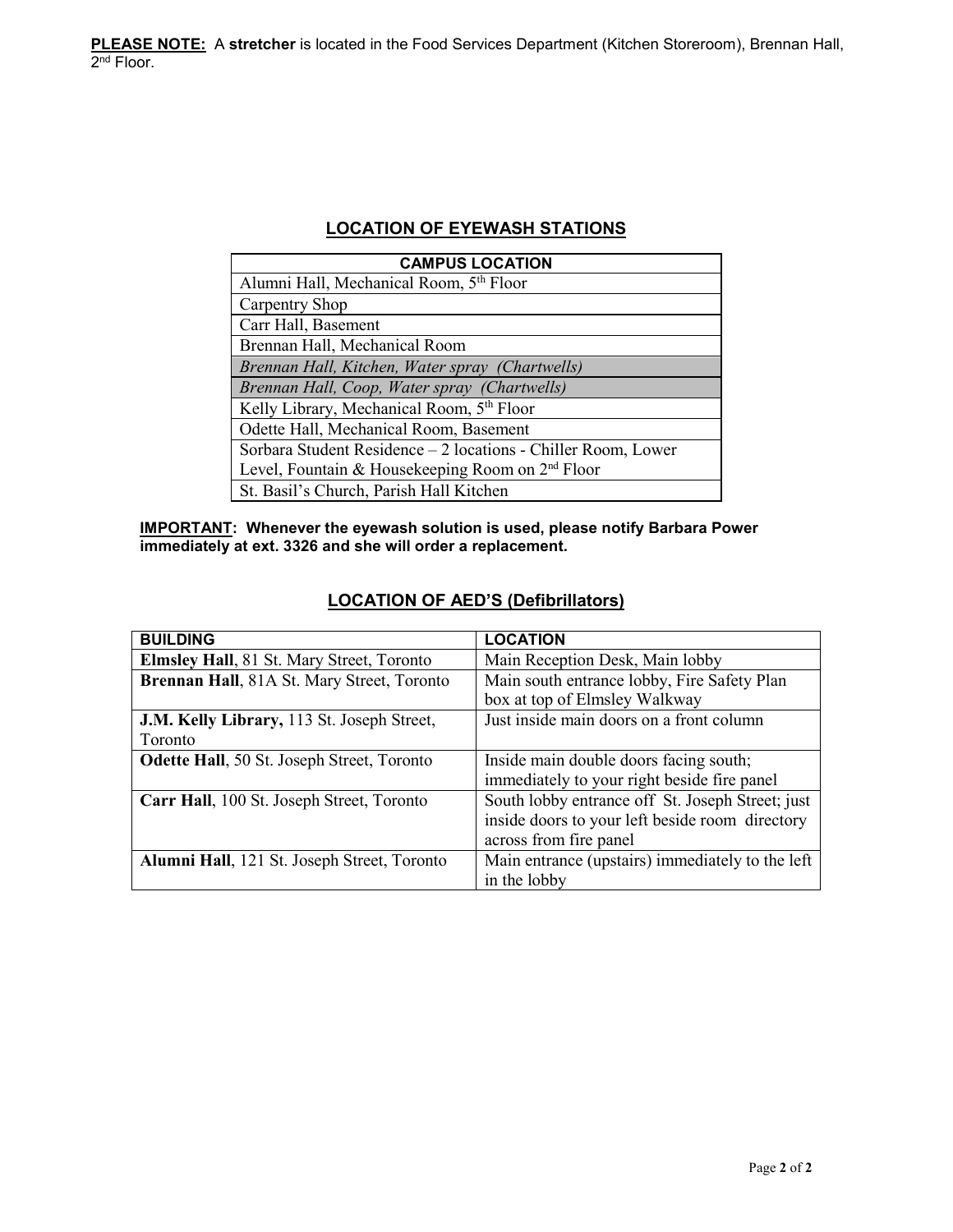**PLEASE NOTE:** A **stretcher** is located in the Food Services Department (Kitchen Storeroom), Brennan Hall, 2nd Floor.

## LOCATION OF EYEWASH STATIONS

| CAMPUS LOCATION |
| --- |
| Alumni Hall, Mechanical Room, 5th Floor |
| Carpentry Shop |
| Carr Hall, Basement |
| Brennan Hall, Mechanical Room |
| *Brennan Hall, Kitchen, Water spray (Chartwells)* |
| *Brennan Hall, Coop, Water spray (Chartwells)* |
| Kelly Library, Mechanical Room, 5th Floor |
| Odette Hall, Mechanical Room, Basement |
| Sorbara Student Residence – 2 locations - Chiller Room, Lower Level, Fountain & Housekeeping Room on 2nd Floor |
| St. Basil's Church, Parish Hall Kitchen |

**IMPORTANT: Whenever the eyewash solution is used, please notify Barbara Power immediately at ext. 3326 and she will order a replacement.**

## LOCATION OF AED'S (Defibrillators)

| BUILDING | LOCATION |
| --- | --- |
| **Elmsley Hall**, 81 St. Mary Street, Toronto | Main Reception Desk, Main lobby |
| **Brennan Hall**, 81A St. Mary Street, Toronto | Main south entrance lobby, Fire Safety Plan box at top of Elmsley Walkway |
| **J.M. Kelly Library,** 113 St. Joseph Street, Toronto | Just inside main doors on a front column |
| **Odette Hall**, 50 St. Joseph Street, Toronto | Inside main double doors facing south; immediately to your right beside fire panel |
| **Carr Hall**, 100 St. Joseph Street, Toronto | South lobby entrance off St. Joseph Street; just inside doors to your left beside room directory across from fire panel |
| **Alumni Hall**, 121 St. Joseph Street, Toronto | Main entrance (upstairs) immediately to the left in the lobby |